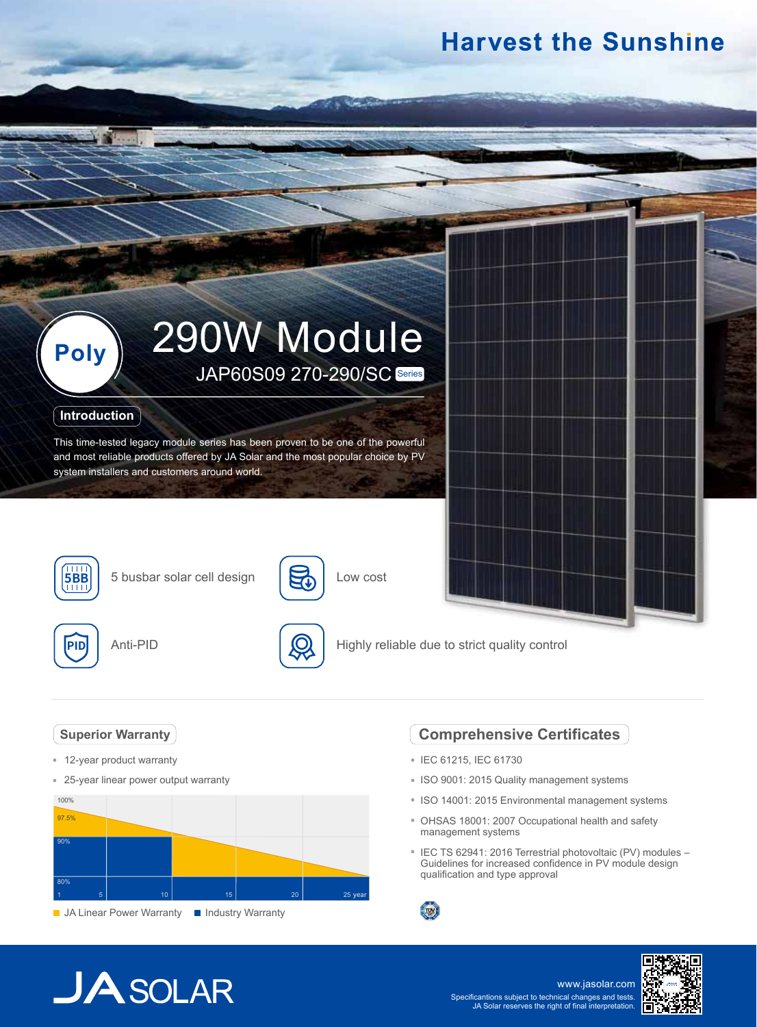# Harvest the Sunshine

**Poly**

# 290W Module

## JAP60S09 270-290/SC Series

### Introduction

This time-tested legacy module series has been proven to be one of the powerful and most reliable products offered by JA Solar and the most popular choice by PV system installers and customers around world.

- 5 busbar solar cell design
- Low cost
- Anti-PID
- Highly reliable due to strict quality control

### Superior Warranty

- 12-year product warranty
- 25-year linear power output warranty

JA Linear Power Warranty | Industry Warranty

### Comprehensive Certificates

- IEC 61215, IEC 61730
- ISO 9001: 2015 Quality management systems
- ISO 14001: 2015 Environmental management systems
- OHSAS 18001: 2007 Occupational health and safety management systems
- IEC TS 62941: 2016 Terrestrial photovoltaic (PV) modules – Guidelines for increased confidence in PV module design qualification and type approval

JA SOLAR

www.jasolar.com

Specificantions subject to technical changes and tests. JA Solar reserves the right of final interpretation.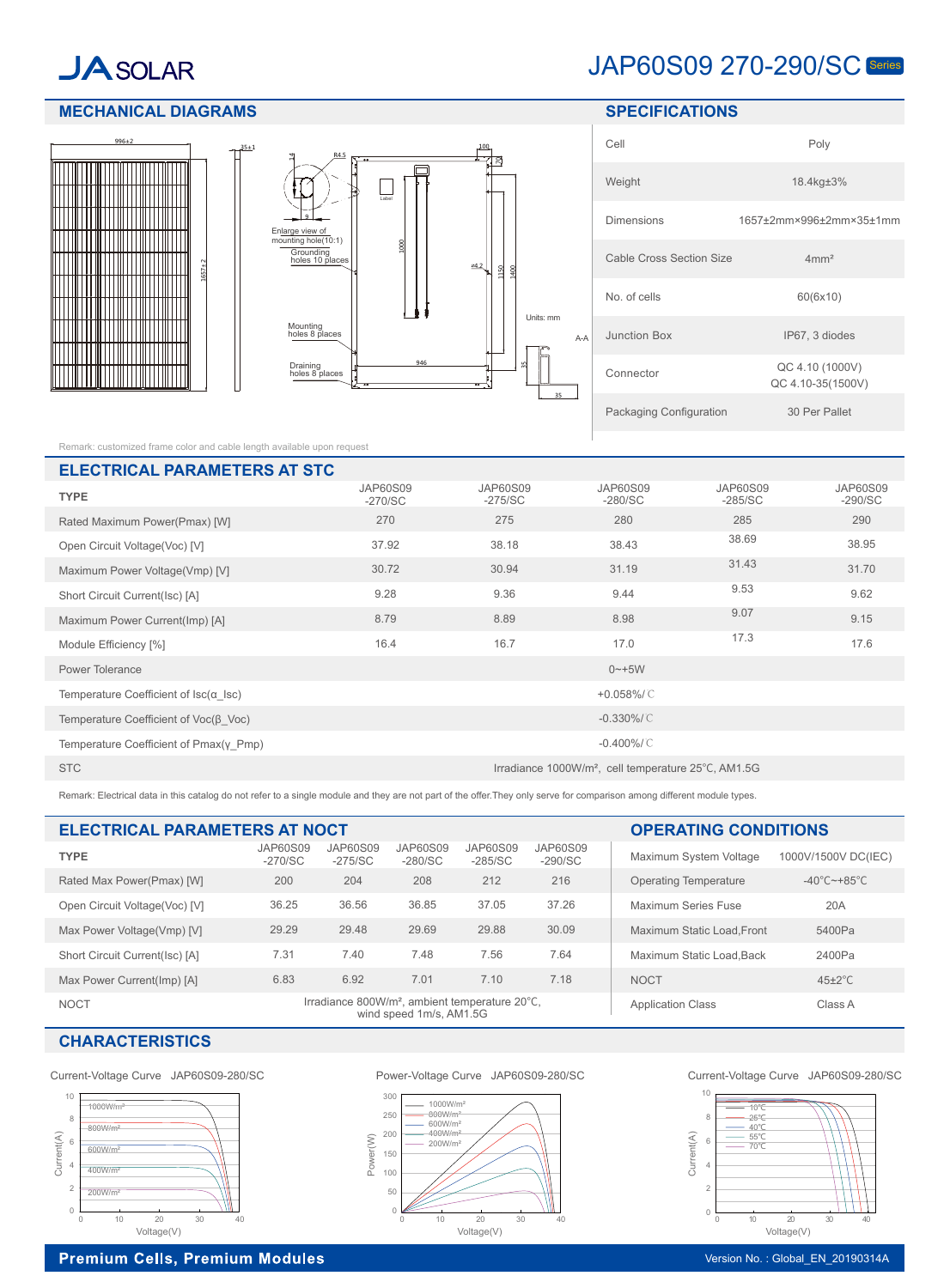# JA SOLAR

# JAP60S09 270-290/SC Series

## MECHANICAL DIAGRAMS

996±2

25±1

1657±2

R4.5

100

Enlarge view of mounting hole(10:1)

Grounding holes 10 places

Label

1000

ø4.2

1150

1400

Mounting holes 8 places

Units: mm

A-A

946

35

Draining holes 8 places

35

Remark: customized frame color and cable length available upon request

## SPECIFICATIONS

| | |
|---|---|
| Cell | Poly |
| Weight | 18.4kg±3% |
| Dimensions | 1657±2mm×996±2mm×35±1mm |
| Cable Cross Section Size | 4mm² |
| No. of cells | 60(6x10) |
| Junction Box | IP67, 3 diodes |
| Connector | QC 4.10 (1000V)<br>QC 4.10-35(1500V) |
| Packaging Configuration | 30 Per Pallet |

## ELECTRICAL PARAMETERS AT STC

| TYPE | JAP60S09 -270/SC | JAP60S09 -275/SC | JAP60S09 -280/SC | JAP60S09 -285/SC | JAP60S09 -290/SC |
|---|---|---|---|---|---|
| Rated Maximum Power(Pmax) [W] | 270 | 275 | 280 | 285 | 290 |
| Open Circuit Voltage(Voc) [V] | 37.92 | 38.18 | 38.43 | 38.69 | 38.95 |
| Maximum Power Voltage(Vmp) [V] | 30.72 | 30.94 | 31.19 | 31.43 | 31.70 |
| Short Circuit Current(Isc) [A] | 9.28 | 9.36 | 9.44 | 9.53 | 9.62 |
| Maximum Power Current(Imp) [A] | 8.79 | 8.89 | 8.98 | 9.07 | 9.15 |
| Module Efficiency [%] | 16.4 | 16.7 | 17.0 | 17.3 | 17.6 |
| Power Tolerance | 0~+5W | | | | |
| Temperature Coefficient of Isc(α_Isc) | +0.058%/℃ | | | | |
| Temperature Coefficient of Voc(β_Voc) | -0.330%/℃ | | | | |
| Temperature Coefficient of Pmax(γ_Pmp) | -0.400%/℃ | | | | |
| STC | Irradiance 1000W/m², cell temperature 25℃, AM1.5G | | | | |

Remark: Electrical data in this catalog do not refer to a single module and they are not part of the offer.They only serve for comparison among different module types.

## ELECTRICAL PARAMETERS AT NOCT

| TYPE | JAP60S09 -270/SC | JAP60S09 -275/SC | JAP60S09 -280/SC | JAP60S09 -285/SC | JAP60S09 -290/SC |
|---|---|---|---|---|---|
| Rated Max Power(Pmax) [W] | 200 | 204 | 208 | 212 | 216 |
| Open Circuit Voltage(Voc) [V] | 36.25 | 36.56 | 36.85 | 37.05 | 37.26 |
| Max Power Voltage(Vmp) [V] | 29.29 | 29.48 | 29.69 | 29.88 | 30.09 |
| Short Circuit Current(Isc) [A] | 7.31 | 7.40 | 7.48 | 7.56 | 7.64 |
| Max Power Current(Imp) [A] | 6.83 | 6.92 | 7.01 | 7.10 | 7.18 |
| NOCT | Irradiance 800W/m², ambient temperature 20℃, wind speed 1m/s, AM1.5G | | | | |

## OPERATING CONDITIONS

| | |
|---|---|
| Maximum System Voltage | 1000V/1500V DC(IEC) |
| Operating Temperature | -40℃~+85℃ |
| Maximum Series Fuse | 20A |
| Maximum Static Load,Front | 5400Pa |
| Maximum Static Load,Back | 2400Pa |
| NOCT | 45±2℃ |
| Application Class | Class A |

## CHARACTERISTICS

Current-Voltage Curve JAP60S09-280/SC

Current(A)
0 2 4 6 8 10
1000W/m²
800W/m²
600W/m²
400W/m²
200W/m²
0 10 20 30 40
Voltage(V)

Power-Voltage Curve JAP60S09-280/SC

Power(W)
0 50 100 150 200 250 300
1000W/m²
800W/m²
600W/m²
400W/m²
200W/m²
0 10 20 30 40
Voltage(V)

Current-Voltage Curve JAP60S09-280/SC

Current(A)
0 2 4 6 8 10
10℃
25℃
40℃
55℃
70℃
0 10 20 30 40
Voltage(V)

**Premium Cells, Premium Modules**

Version No. : Global_EN_20190314A